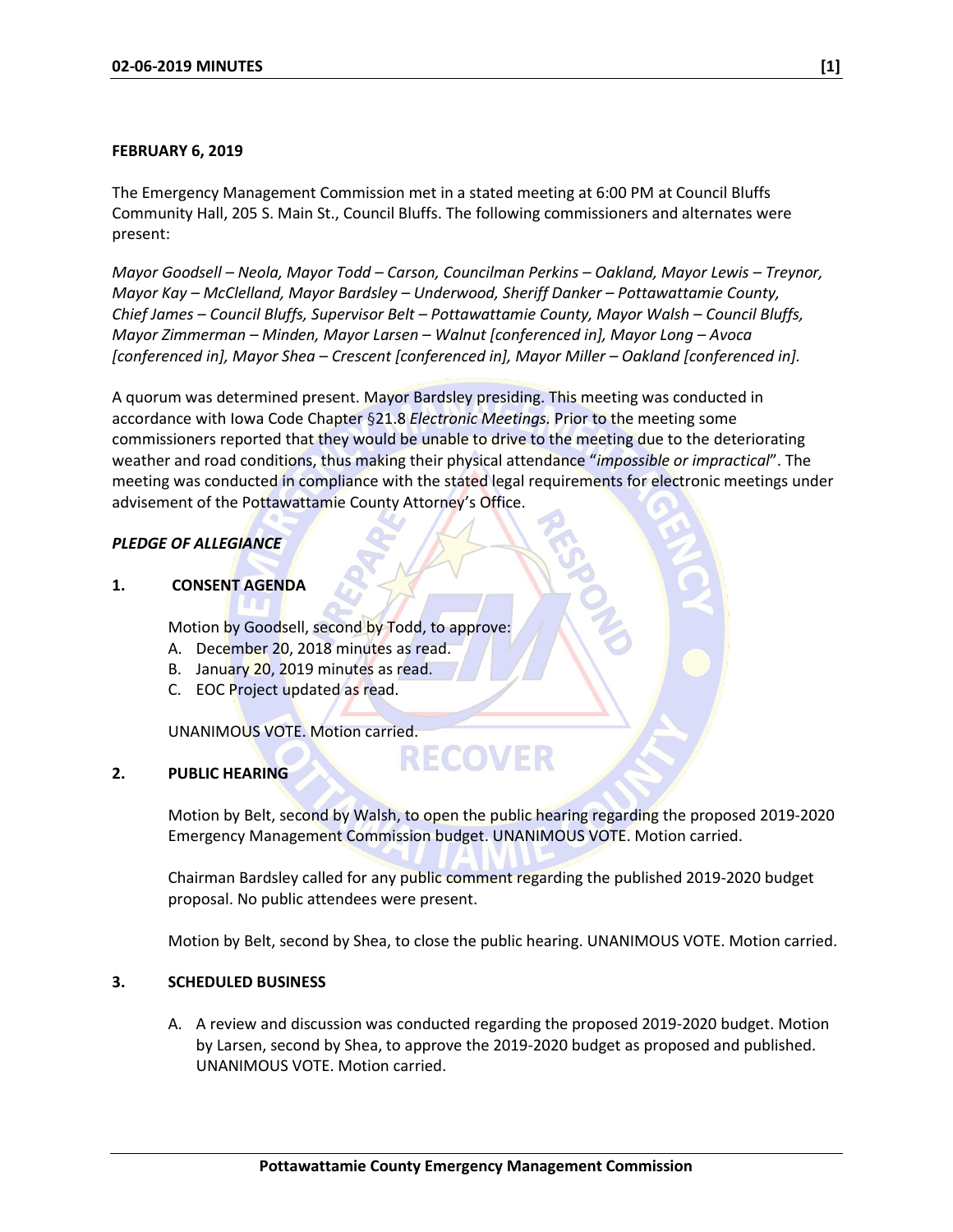**FEBRUARY 6, 2019**

The Emergency Management Commission met in a stated meeting at 6:00 PM at Council Bluffs Community Hall, 205 S. Main St., Council Bluffs. The following commissioners and alternates were present:

*Mayor Goodsell – Neola, Mayor Todd – Carson, Councilman Perkins – Oakland, Mayor Lewis – Treynor, Mayor Kay – McClelland, Mayor Bardsley – Underwood, Sheriff Danker – Pottawattamie County, Chief James – Council Bluffs, Supervisor Belt – Pottawattamie County, Mayor Walsh – Council Bluffs, Mayor Zimmerman – Minden, Mayor Larsen – Walnut [conferenced in], Mayor Long – Avoca [conferenced in], Mayor Shea – Crescent [conferenced in], Mayor Miller – Oakland [conferenced in].*

A quorum was determined present. Mayor Bardsley presiding. This meeting was conducted in accordance with Iowa Code Chapter §21.8 *Electronic Meetings.* Prior to the meeting some commissioners reported that they would be unable to drive to the meeting due to the deteriorating weather and road conditions, thus making their physical attendance "*impossible or impractical*". The meeting was conducted in compliance with the stated legal requirements for electronic meetings under advisement of the Pottawattamie County Attorney's Office.

***PLEDGE OF ALLEGIANCE***

**1. CONSENT AGENDA**

Motion by Goodsell, second by Todd, to approve:

A. December 20, 2018 minutes as read.
B. January 20, 2019 minutes as read.
C. EOC Project updated as read.

UNANIMOUS VOTE. Motion carried.

**2. PUBLIC HEARING**

Motion by Belt, second by Walsh, to open the public hearing regarding the proposed 2019-2020 Emergency Management Commission budget. UNANIMOUS VOTE. Motion carried.

Chairman Bardsley called for any public comment regarding the published 2019-2020 budget proposal. No public attendees were present.

Motion by Belt, second by Shea, to close the public hearing. UNANIMOUS VOTE. Motion carried.

**3. SCHEDULED BUSINESS**

A. A review and discussion was conducted regarding the proposed 2019-2020 budget. Motion by Larsen, second by Shea, to approve the 2019-2020 budget as proposed and published. UNANIMOUS VOTE. Motion carried.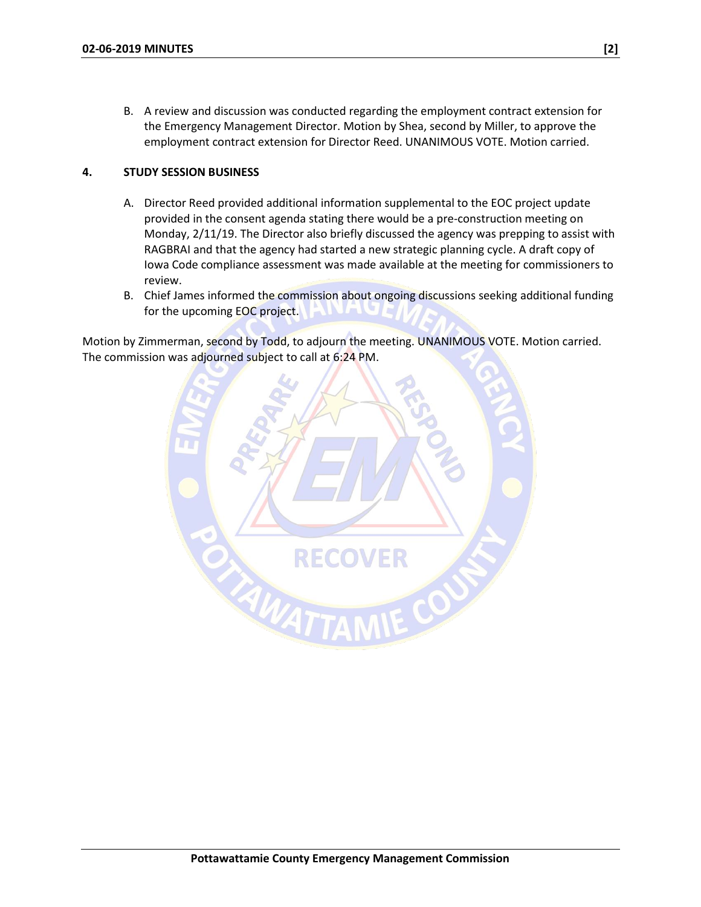B. A review and discussion was conducted regarding the employment contract extension for the Emergency Management Director. Motion by Shea, second by Miller, to approve the employment contract extension for Director Reed. UNANIMOUS VOTE. Motion carried.

**4. STUDY SESSION BUSINESS**

A. Director Reed provided additional information supplemental to the EOC project update provided in the consent agenda stating there would be a pre-construction meeting on Monday, 2/11/19. The Director also briefly discussed the agency was prepping to assist with RAGBRAI and that the agency had started a new strategic planning cycle. A draft copy of Iowa Code compliance assessment was made available at the meeting for commissioners to review.

B. Chief James informed the commission about ongoing discussions seeking additional funding for the upcoming EOC project.

Motion by Zimmerman, second by Todd, to adjourn the meeting. UNANIMOUS VOTE. Motion carried. The commission was adjourned subject to call at 6:24 PM.